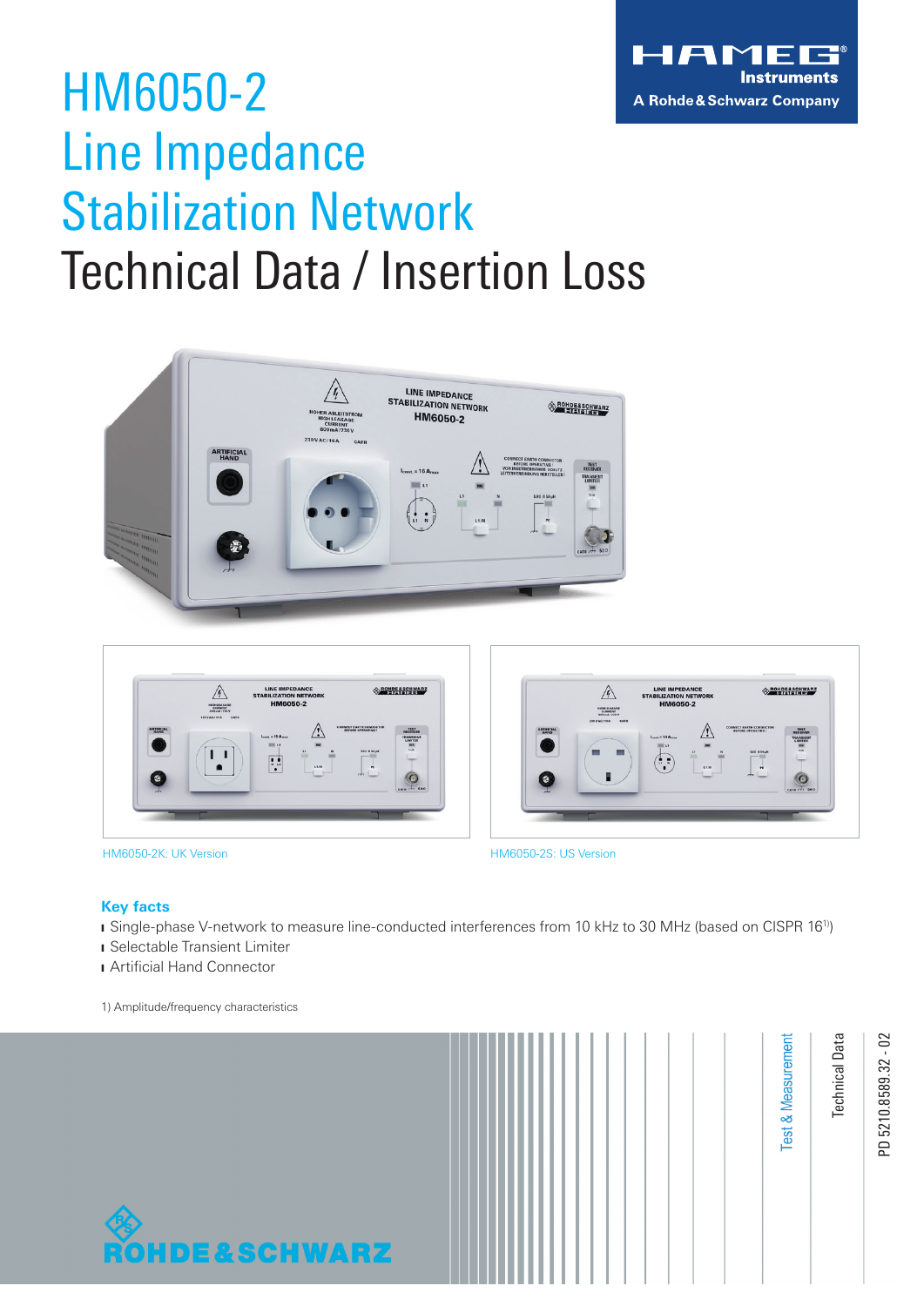# HM6050-2 Line Impedance Stabilization Network

## Technical Data / Insertion Loss

HM6050-2K: UK Version

HM6050-2S: US Version

### Key facts

- Single-phase V-network to measure line-conducted interferences from 10 kHz to 30 MHz (based on CISPR 16[1])
- Selectable Transient Limiter
- Artificial Hand Connector

1) Amplitude/frequency characteristics

Test & Measurement

Technical Data

PD 5210.8589.32 - 02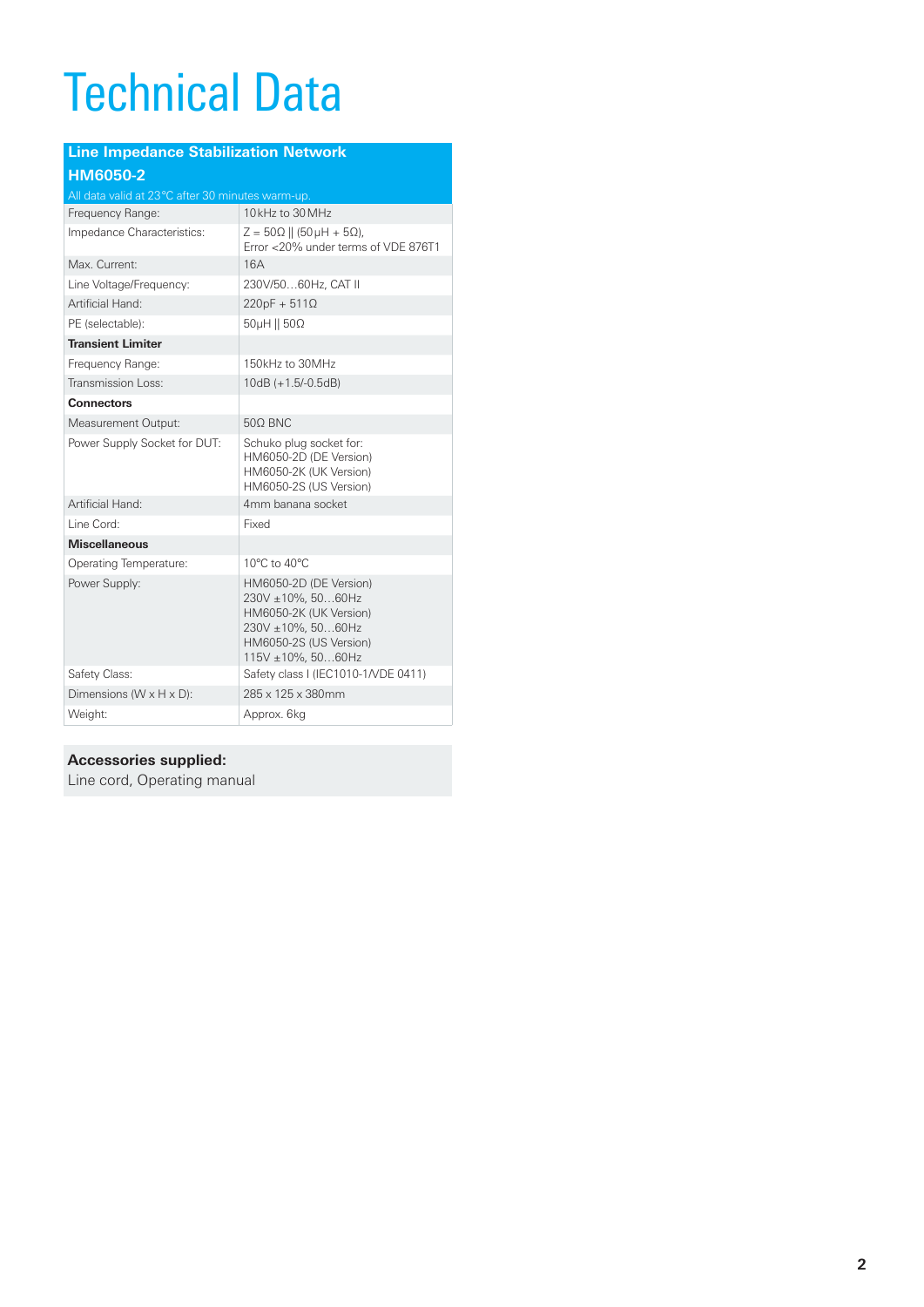# Technical Data

| Line Impedance Stabilization Network HM6050-2 | |
|---|---|
| All data valid at 23°C after 30 minutes warm-up. | |
| Frequency Range: | 10 kHz to 30 MHz |
| Impedance Characteristics: | Z = 50Ω ∥ (50 µH + 5Ω),<br>Error <20% under terms of VDE 876T1 |
| Max. Current: | 16A |
| Line Voltage/Frequency: | 230V/50…60Hz, CAT II |
| Artificial Hand: | 220pF + 511Ω |
| PE (selectable): | 50µH ∥ 50Ω |
| **Transient Limiter** | |
| Frequency Range: | 150kHz to 30MHz |
| Transmission Loss: | 10dB (+1.5/-0.5dB) |
| **Connectors** | |
| Measurement Output: | 50Ω BNC |
| Power Supply Socket for DUT: | Schuko plug socket for:<br>HM6050-2D (DE Version)<br>HM6050-2K (UK Version)<br>HM6050-2S (US Version) |
| Artificial Hand: | 4mm banana socket |
| Line Cord: | Fixed |
| **Miscellaneous** | |
| Operating Temperature: | 10°C to 40°C |
| Power Supply: | HM6050-2D (DE Version)<br>230V ±10%, 50…60Hz<br>HM6050-2K (UK Version)<br>230V ±10%, 50…60Hz<br>HM6050-2S (US Version)<br>115V ±10%, 50…60Hz |
| Safety Class: | Safety class I (IEC1010-1/VDE 0411) |
| Dimensions (W x H x D): | 285 x 125 x 380mm |
| Weight: | Approx. 6kg |

**Accessories supplied:**
Line cord, Operating manual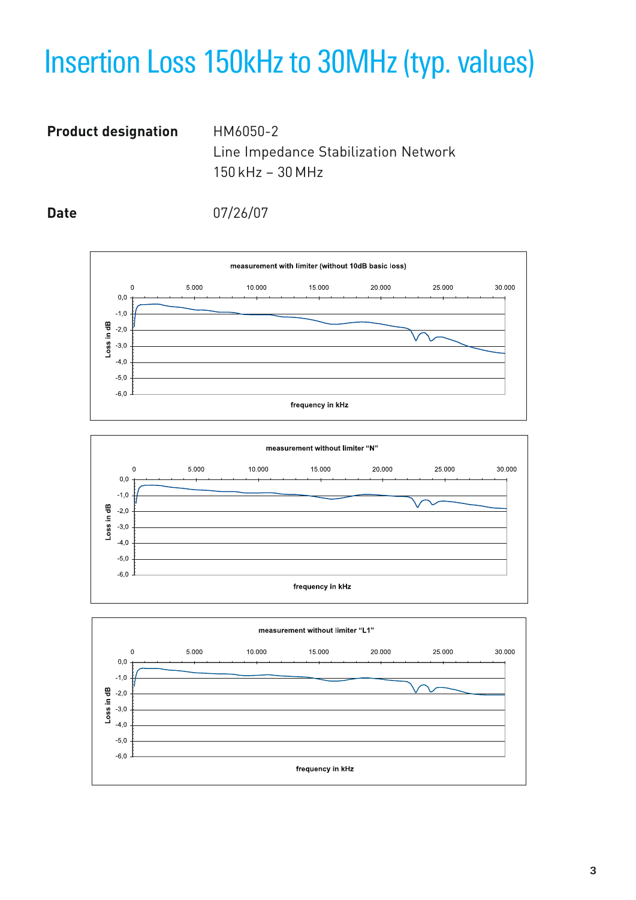# Insertion Loss 150kHz to 30MHz (typ. values)

**Product designation** HM6050-2
Line Impedance Stabilization Network
150 kHz – 30 MHz

**Date** 07/26/07

measurement with limiter (without 10dB basic loss)

Loss in dB: 0,0; -1,0; -2,0; -3,0; -4,0; -5,0; -6,0

frequency in kHz: 0; 5.000; 10.000; 15.000; 20.000; 25.000; 30.000

measurement without limiter “N”

Loss in dB: 0,0; -1,0; -2,0; -3,0; -4,0; -5,0; -6,0

frequency in kHz: 0; 5.000; 10.000; 15.000; 20.000; 25.000; 30.000

measurement without limiter “L1”

Loss in dB: 0,0; -1,0; -2,0; -3,0; -4,0; -5,0; -6,0

frequency in kHz: 0; 5.000; 10.000; 15.000; 20.000; 25.000; 30.000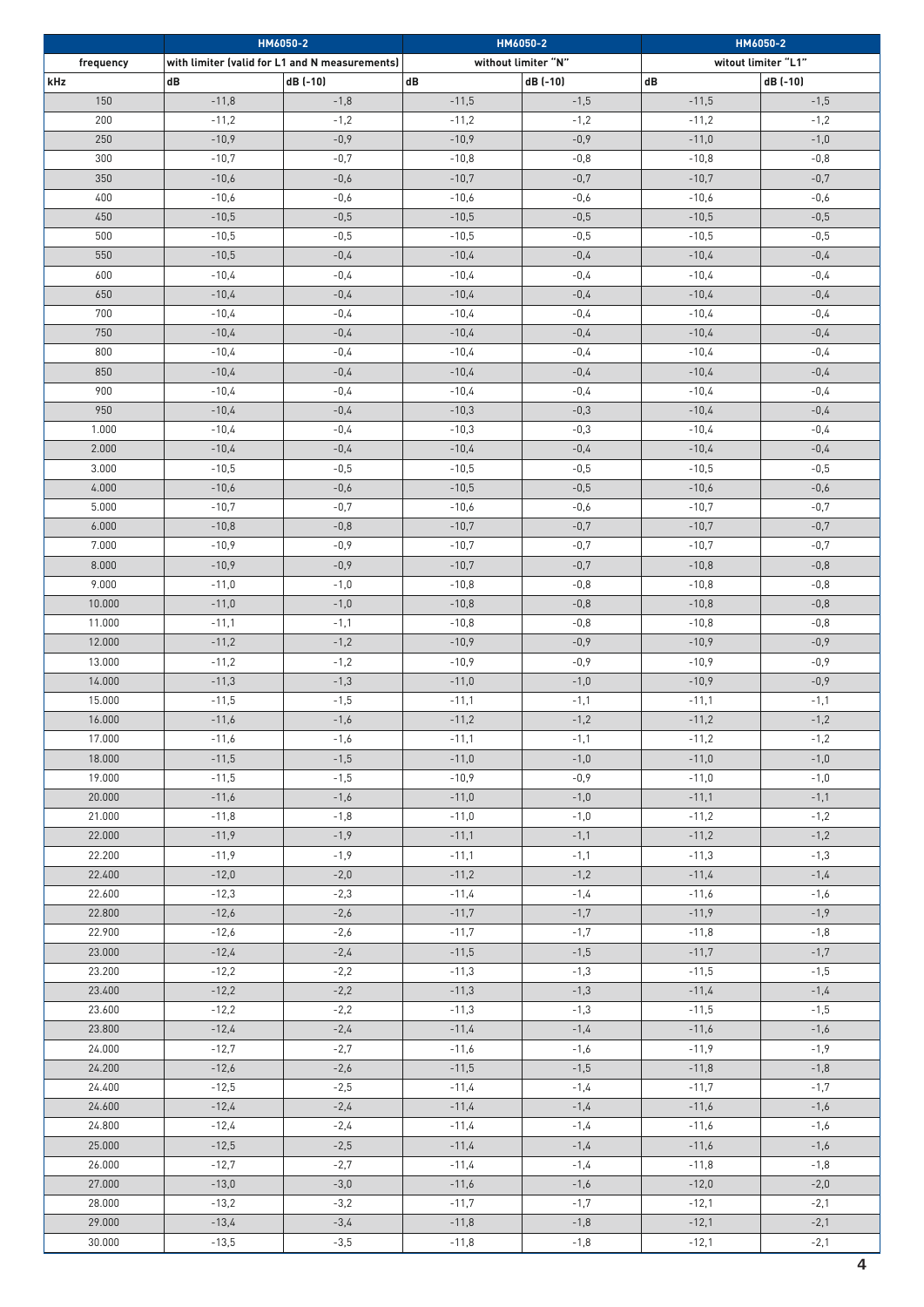| | HM6050-2 | | HM6050-2 | | HM6050-2 | |
|---|---|---|---|---|---|---|
| frequency | with limiter (valid for L1 and N measurements) | | without limiter "N" | | witout limiter "L1" | |
| kHz | dB | dB (-10) | dB | dB (-10) | dB | dB (-10) |
| 150 | -11,8 | -1,8 | -11,5 | -1,5 | -11,5 | -1,5 |
| 200 | -11,2 | -1,2 | -11,2 | -1,2 | -11,2 | -1,2 |
| 250 | -10,9 | -0,9 | -10,9 | -0,9 | -11,0 | -1,0 |
| 300 | -10,7 | -0,7 | -10,8 | -0,8 | -10,8 | -0,8 |
| 350 | -10,6 | -0,6 | -10,7 | -0,7 | -10,7 | -0,7 |
| 400 | -10,6 | -0,6 | -10,6 | -0,6 | -10,6 | -0,6 |
| 450 | -10,5 | -0,5 | -10,5 | -0,5 | -10,5 | -0,5 |
| 500 | -10,5 | -0,5 | -10,5 | -0,5 | -10,5 | -0,5 |
| 550 | -10,5 | -0,4 | -10,4 | -0,4 | -10,4 | -0,4 |
| 600 | -10,4 | -0,4 | -10,4 | -0,4 | -10,4 | -0,4 |
| 650 | -10,4 | -0,4 | -10,4 | -0,4 | -10,4 | -0,4 |
| 700 | -10,4 | -0,4 | -10,4 | -0,4 | -10,4 | -0,4 |
| 750 | -10,4 | -0,4 | -10,4 | -0,4 | -10,4 | -0,4 |
| 800 | -10,4 | -0,4 | -10,4 | -0,4 | -10,4 | -0,4 |
| 850 | -10,4 | -0,4 | -10,4 | -0,4 | -10,4 | -0,4 |
| 900 | -10,4 | -0,4 | -10,4 | -0,4 | -10,4 | -0,4 |
| 950 | -10,4 | -0,4 | -10,3 | -0,3 | -10,4 | -0,4 |
| 1.000 | -10,4 | -0,4 | -10,3 | -0,3 | -10,4 | -0,4 |
| 2.000 | -10,4 | -0,4 | -10,4 | -0,4 | -10,4 | -0,4 |
| 3.000 | -10,5 | -0,5 | -10,5 | -0,5 | -10,5 | -0,5 |
| 4.000 | -10,6 | -0,6 | -10,5 | -0,5 | -10,6 | -0,6 |
| 5.000 | -10,7 | -0,7 | -10,6 | -0,6 | -10,7 | -0,7 |
| 6.000 | -10,8 | -0,8 | -10,7 | -0,7 | -10,7 | -0,7 |
| 7.000 | -10,9 | -0,9 | -10,7 | -0,7 | -10,7 | -0,7 |
| 8.000 | -10,9 | -0,9 | -10,7 | -0,7 | -10,8 | -0,8 |
| 9.000 | -11,0 | -1,0 | -10,8 | -0,8 | -10,8 | -0,8 |
| 10.000 | -11,0 | -1,0 | -10,8 | -0,8 | -10,8 | -0,8 |
| 11.000 | -11,1 | -1,1 | -10,8 | -0,8 | -10,8 | -0,8 |
| 12.000 | -11,2 | -1,2 | -10,9 | -0,9 | -10,9 | -0,9 |
| 13.000 | -11,2 | -1,2 | -10,9 | -0,9 | -10,9 | -0,9 |
| 14.000 | -11,3 | -1,3 | -11,0 | -1,0 | -10,9 | -0,9 |
| 15.000 | -11,5 | -1,5 | -11,1 | -1,1 | -11,1 | -1,1 |
| 16.000 | -11,6 | -1,6 | -11,2 | -1,2 | -11,2 | -1,2 |
| 17.000 | -11,6 | -1,6 | -11,1 | -1,1 | -11,2 | -1,2 |
| 18.000 | -11,5 | -1,5 | -11,0 | -1,0 | -11,0 | -1,0 |
| 19.000 | -11,5 | -1,5 | -10,9 | -0,9 | -11,0 | -1,0 |
| 20.000 | -11,6 | -1,6 | -11,0 | -1,0 | -11,1 | -1,1 |
| 21.000 | -11,8 | -1,8 | -11,0 | -1,0 | -11,2 | -1,2 |
| 22.000 | -11,9 | -1,9 | -11,1 | -1,1 | -11,2 | -1,2 |
| 22.200 | -11,9 | -1,9 | -11,1 | -1,1 | -11,3 | -1,3 |
| 22.400 | -12,0 | -2,0 | -11,2 | -1,2 | -11,4 | -1,4 |
| 22.600 | -12,3 | -2,3 | -11,4 | -1,4 | -11,6 | -1,6 |
| 22.800 | -12,6 | -2,6 | -11,7 | -1,7 | -11,9 | -1,9 |
| 22.900 | -12,6 | -2,6 | -11,7 | -1,7 | -11,8 | -1,8 |
| 23.000 | -12,4 | -2,4 | -11,5 | -1,5 | -11,7 | -1,7 |
| 23.200 | -12,2 | -2,2 | -11,3 | -1,3 | -11,5 | -1,5 |
| 23.400 | -12,2 | -2,2 | -11,3 | -1,3 | -11,4 | -1,4 |
| 23.600 | -12,2 | -2,2 | -11,3 | -1,3 | -11,5 | -1,5 |
| 23.800 | -12,4 | -2,4 | -11,4 | -1,4 | -11,6 | -1,6 |
| 24.000 | -12,7 | -2,7 | -11,6 | -1,6 | -11,9 | -1,9 |
| 24.200 | -12,6 | -2,6 | -11,5 | -1,5 | -11,8 | -1,8 |
| 24.400 | -12,5 | -2,5 | -11,4 | -1,4 | -11,7 | -1,7 |
| 24.600 | -12,4 | -2,4 | -11,4 | -1,4 | -11,6 | -1,6 |
| 24.800 | -12,4 | -2,4 | -11,4 | -1,4 | -11,6 | -1,6 |
| 25.000 | -12,5 | -2,5 | -11,4 | -1,4 | -11,6 | -1,6 |
| 26.000 | -12,7 | -2,7 | -11,4 | -1,4 | -11,8 | -1,8 |
| 27.000 | -13,0 | -3,0 | -11,6 | -1,6 | -12,0 | -2,0 |
| 28.000 | -13,2 | -3,2 | -11,7 | -1,7 | -12,1 | -2,1 |
| 29.000 | -13,4 | -3,4 | -11,8 | -1,8 | -12,1 | -2,1 |
| 30.000 | -13,5 | -3,5 | -11,8 | -1,8 | -12,1 | -2,1 |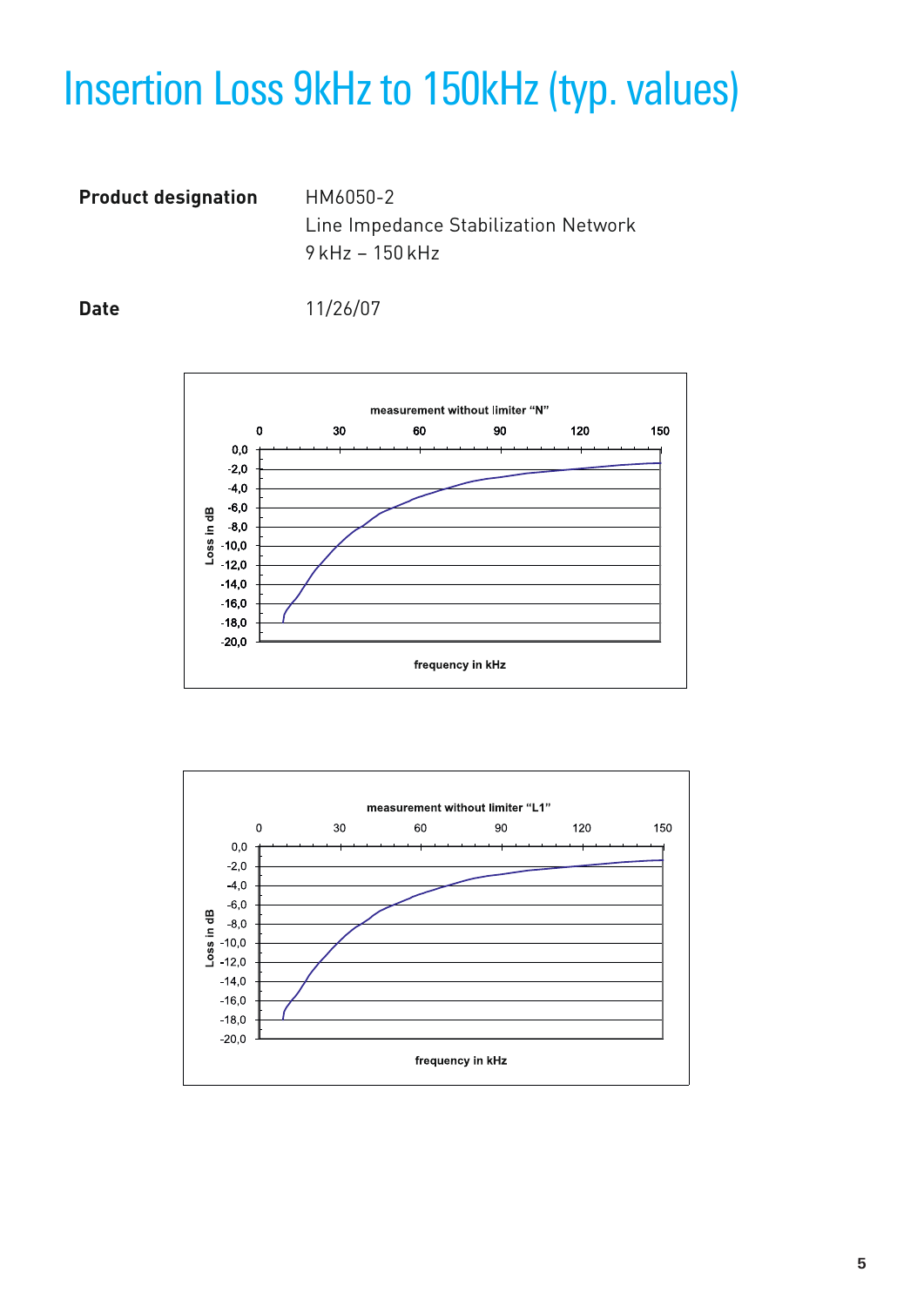# Insertion Loss 9kHz to 150kHz (typ. values)

| | |
|---|---|
| **Product designation** | HM6050-2<br>Line Impedance Stabilization Network<br>9 kHz – 150 kHz |
| **Date** | 11/26/07 |

measurement without limiter "N"

Loss in dB: 0,0 / -2,0 / -4,0 / -6,0 / -8,0 / -10,0 / -12,0 / -14,0 / -16,0 / -18,0 / -20,0

frequency in kHz: 0 / 30 / 60 / 90 / 120 / 150

measurement without limiter "L1"

Loss in dB: 0,0 / -2,0 / -4,0 / -6,0 / -8,0 / -10,0 / -12,0 / -14,0 / -16,0 / -18,0 / -20,0

frequency in kHz: 0 / 30 / 60 / 90 / 120 / 150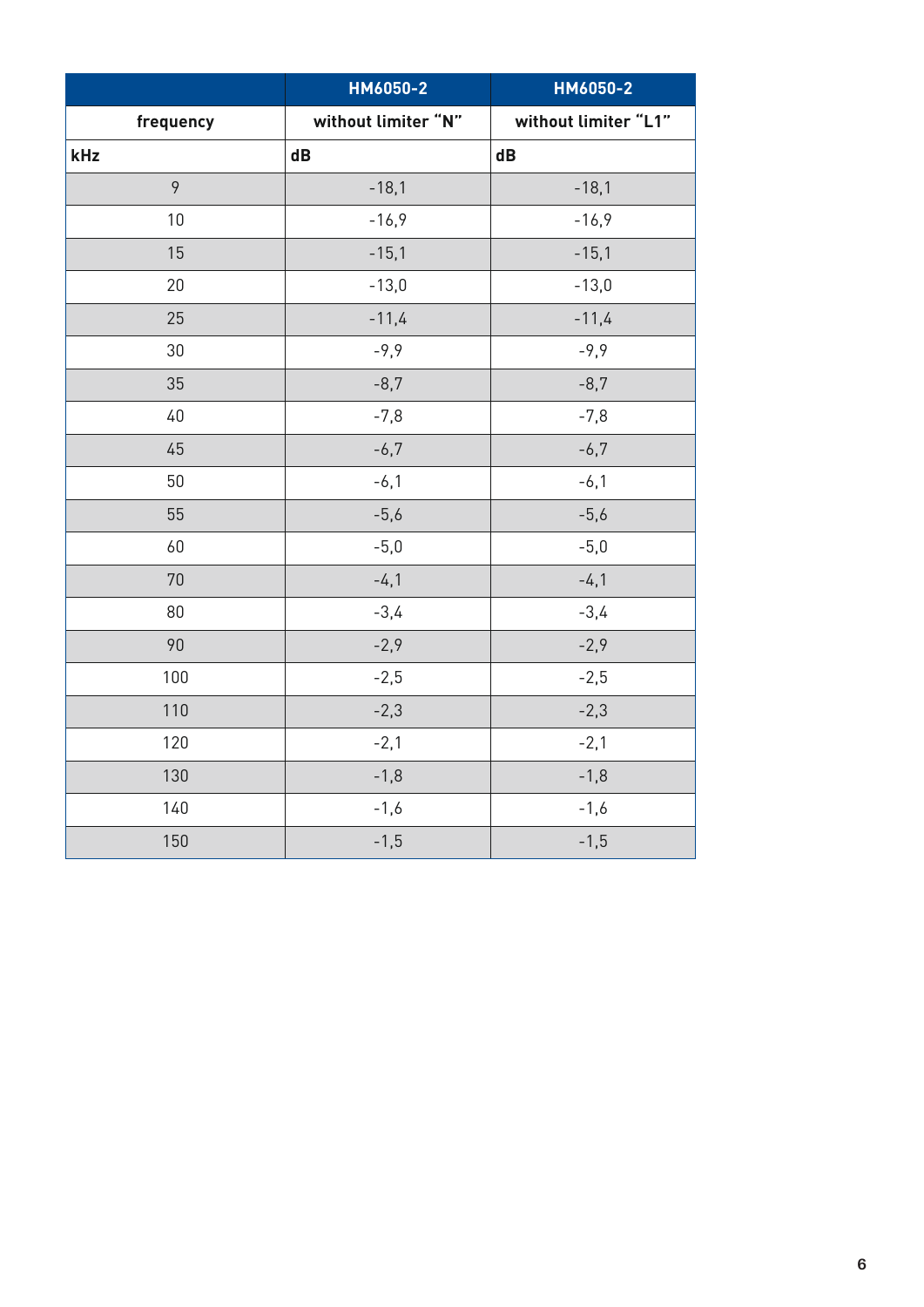| | HM6050-2 | HM6050-2 |
|---|---|---|
| frequency | without limiter “N” | without limiter “L1” |
| kHz | dB | dB |
| 9 | -18,1 | -18,1 |
| 10 | -16,9 | -16,9 |
| 15 | -15,1 | -15,1 |
| 20 | -13,0 | -13,0 |
| 25 | -11,4 | -11,4 |
| 30 | -9,9 | -9,9 |
| 35 | -8,7 | -8,7 |
| 40 | -7,8 | -7,8 |
| 45 | -6,7 | -6,7 |
| 50 | -6,1 | -6,1 |
| 55 | -5,6 | -5,6 |
| 60 | -5,0 | -5,0 |
| 70 | -4,1 | -4,1 |
| 80 | -3,4 | -3,4 |
| 90 | -2,9 | -2,9 |
| 100 | -2,5 | -2,5 |
| 110 | -2,3 | -2,3 |
| 120 | -2,1 | -2,1 |
| 130 | -1,8 | -1,8 |
| 140 | -1,6 | -1,6 |
| 150 | -1,5 | -1,5 |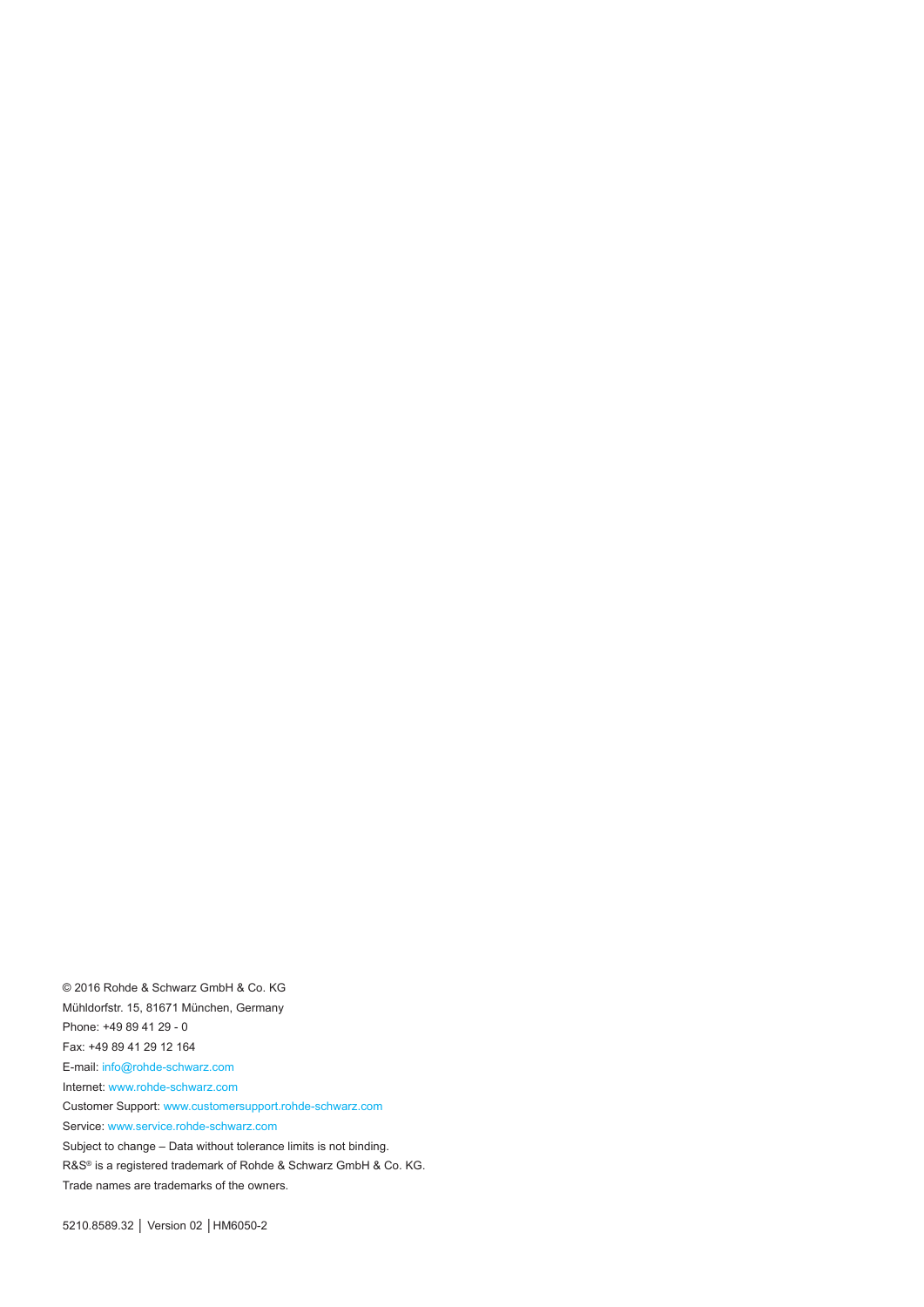© 2016 Rohde & Schwarz GmbH & Co. KG

Mühldorfstr. 15, 81671 München, Germany

Phone: +49 89 41 29 - 0

Fax: +49 89 41 29 12 164

E-mail: info@rohde-schwarz.com

Internet: www.rohde-schwarz.com

Customer Support: www.customersupport.rohde-schwarz.com

Service: www.service.rohde-schwarz.com

Subject to change – Data without tolerance limits is not binding.

R&S® is a registered trademark of Rohde & Schwarz GmbH & Co. KG.

Trade names are trademarks of the owners.

5210.8589.32 │ Version 02 │HM6050-2